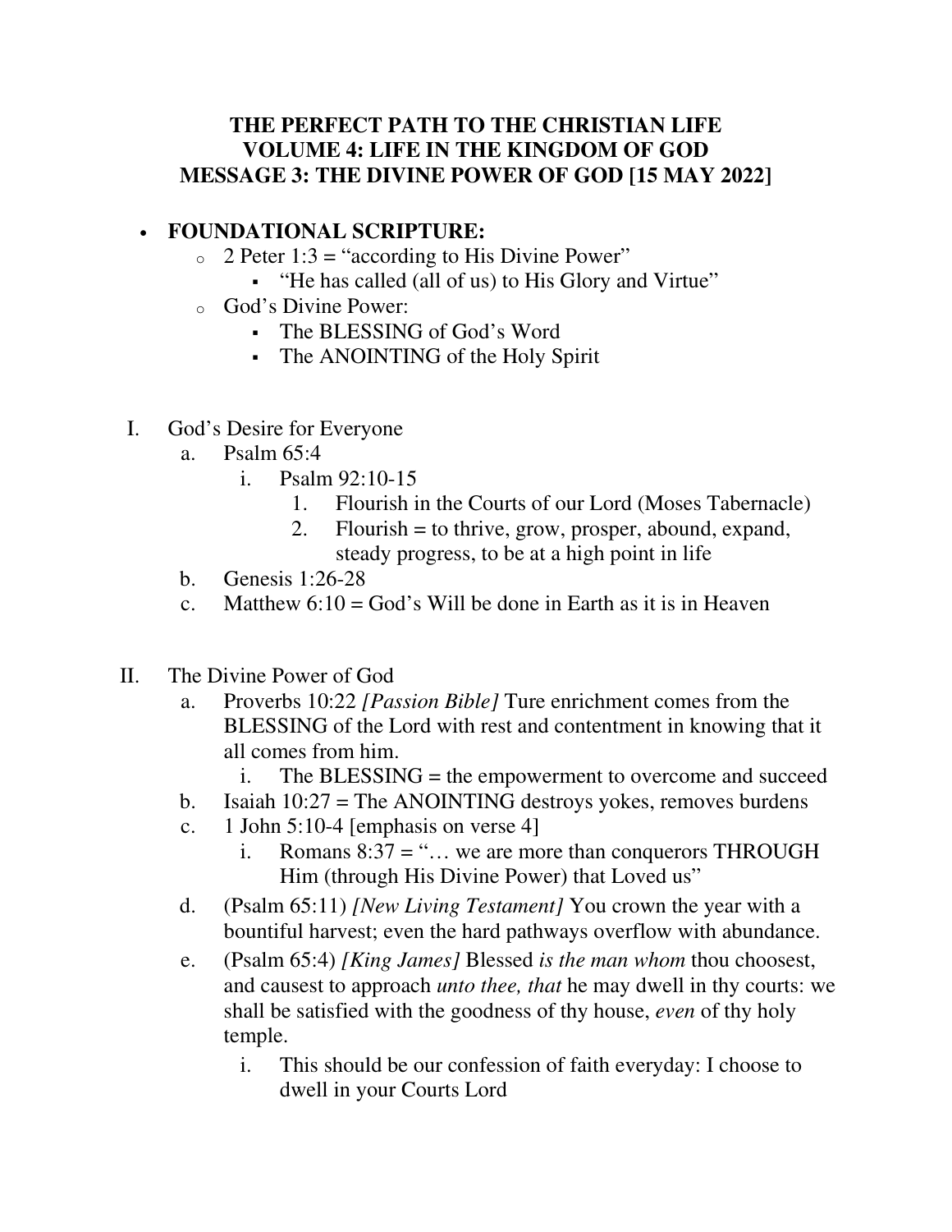# THE PERFECT PATH TO THE CHRISTIAN LIFE
## VOLUME 4: LIFE IN THE KINGDOM OF GOD
## MESSAGE 3: THE DIVINE POWER OF GOD [15 MAY 2022]

- **FOUNDATIONAL SCRIPTURE:**
  - 2 Peter 1:3 = "according to His Divine Power"
    - "He has called (all of us) to His Glory and Virtue"
  - God's Divine Power:
    - The BLESSING of God's Word
    - The ANOINTING of the Holy Spirit

I. God's Desire for Everyone
   a. Psalm 65:4
      i. Psalm 92:10-15
         1. Flourish in the Courts of our Lord (Moses Tabernacle)
         2. Flourish = to thrive, grow, prosper, abound, expand, steady progress, to be at a high point in life
   b. Genesis 1:26-28
   c. Matthew 6:10 = God's Will be done in Earth as it is in Heaven

II. The Divine Power of God
   a. Proverbs 10:22 *[Passion Bible]* Ture enrichment comes from the BLESSING of the Lord with rest and contentment in knowing that it all comes from him.
      i. The BLESSING = the empowerment to overcome and succeed
   b. Isaiah 10:27 = The ANOINTING destroys yokes, removes burdens
   c. 1 John 5:10-4 [emphasis on verse 4]
      i. Romans 8:37 = "… we are more than conquerors THROUGH Him (through His Divine Power) that Loved us"
   d. (Psalm 65:11) *[New Living Testament]* You crown the year with a bountiful harvest; even the hard pathways overflow with abundance.
   e. (Psalm 65:4) *[King James]* Blessed *is the man whom* thou choosest, and causest to approach *unto thee, that* he may dwell in thy courts: we shall be satisfied with the goodness of thy house, *even* of thy holy temple.
      i. This should be our confession of faith everyday: I choose to dwell in your Courts Lord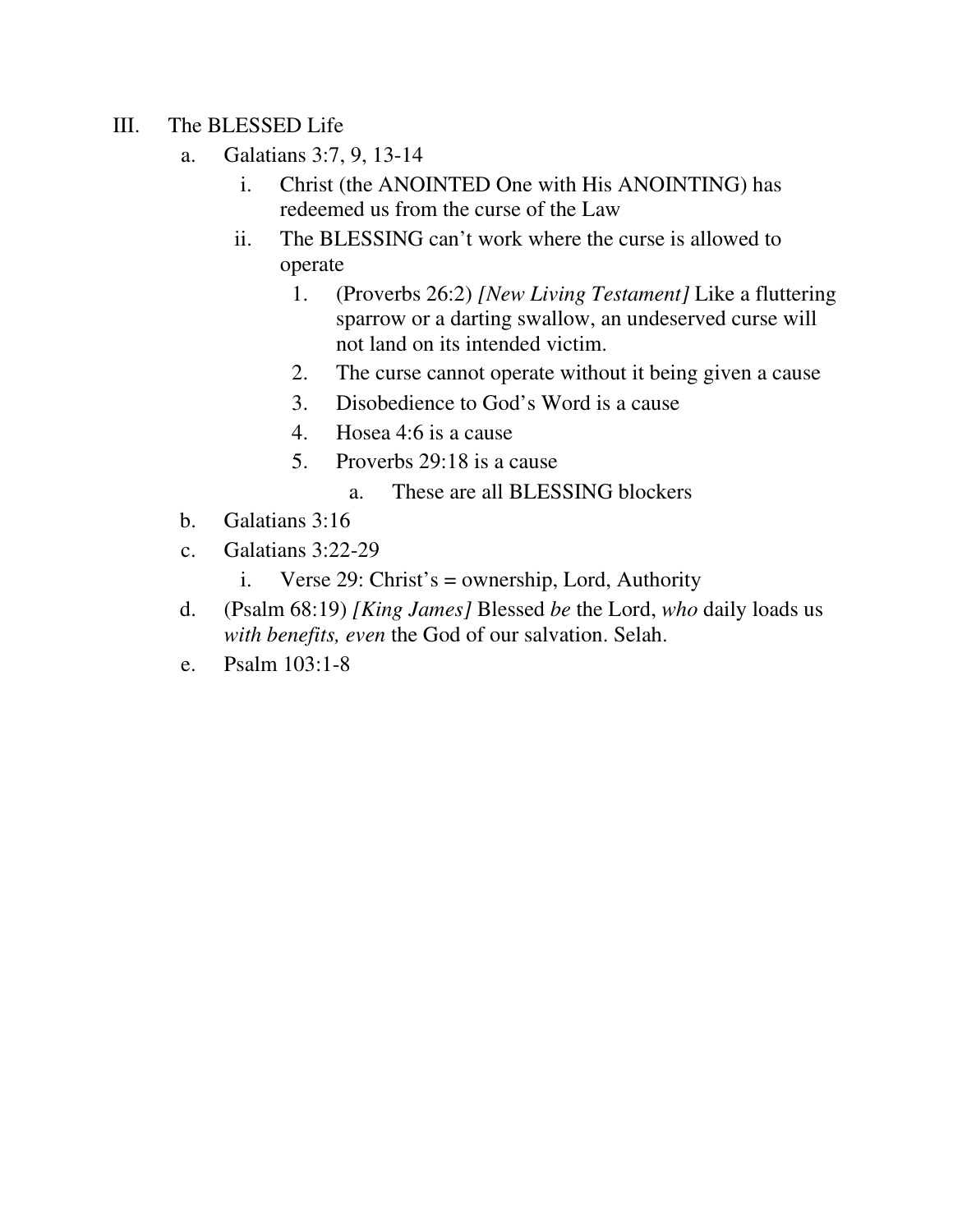III. The BLESSED Life

   a. Galatians 3:7, 9, 13-14

      i. Christ (the ANOINTED One with His ANOINTING) has redeemed us from the curse of the Law

      ii. The BLESSING can’t work where the curse is allowed to operate

         1. (Proverbs 26:2) *[New Living Testament]* Like a fluttering sparrow or a darting swallow, an undeserved curse will not land on its intended victim.

         2. The curse cannot operate without it being given a cause

         3. Disobedience to God’s Word is a cause

         4. Hosea 4:6 is a cause

         5. Proverbs 29:18 is a cause

            a. These are all BLESSING blockers

   b. Galatians 3:16

   c. Galatians 3:22-29

      i. Verse 29: Christ’s = ownership, Lord, Authority

   d. (Psalm 68:19) *[King James]* Blessed *be* the Lord, *who* daily loads us *with benefits, even* the God of our salvation. Selah.

   e. Psalm 103:1-8